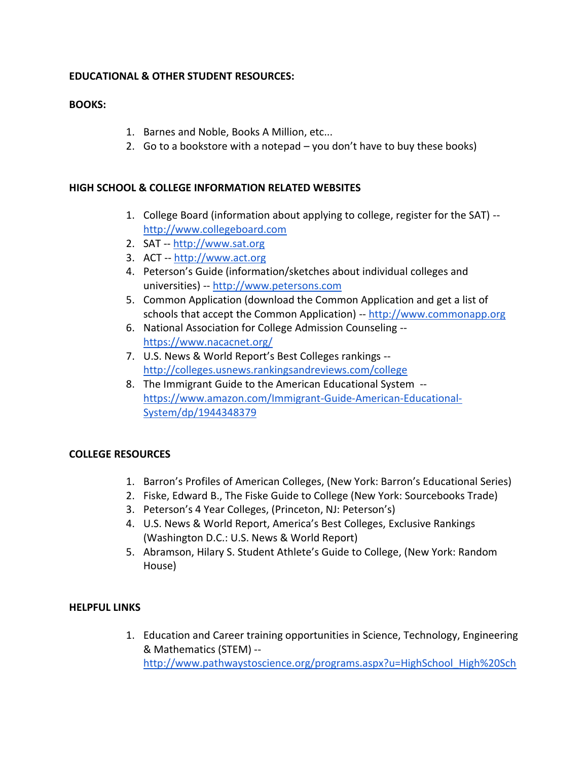**EDUCATIONAL & OTHER STUDENT RESOURCES:**

**BOOKS:**

1. Barnes and Noble, Books A Million, etc...
2. Go to a bookstore with a notepad – you don't have to buy these books)

**HIGH SCHOOL & COLLEGE INFORMATION RELATED WEBSITES**

1. College Board (information about applying to college, register for the SAT) -- http://www.collegeboard.com
2. SAT -- http://www.sat.org
3. ACT -- http://www.act.org
4. Peterson's Guide (information/sketches about individual colleges and universities) -- http://www.petersons.com
5. Common Application (download the Common Application and get a list of schools that accept the Common Application) -- http://www.commonapp.org
6. National Association for College Admission Counseling -- https://www.nacacnet.org/
7. U.S. News & World Report's Best Colleges rankings -- http://colleges.usnews.rankingsandreviews.com/college
8. The Immigrant Guide to the American Educational System -- https://www.amazon.com/Immigrant-Guide-American-Educational-System/dp/1944348379

**COLLEGE RESOURCES**

1. Barron's Profiles of American Colleges, (New York: Barron's Educational Series)
2. Fiske, Edward B., The Fiske Guide to College (New York: Sourcebooks Trade)
3. Peterson's 4 Year Colleges, (Princeton, NJ: Peterson's)
4. U.S. News & World Report, America's Best Colleges, Exclusive Rankings (Washington D.C.: U.S. News & World Report)
5. Abramson, Hilary S. Student Athlete's Guide to College, (New York: Random House)

**HELPFUL LINKS**

1. Education and Career training opportunities in Science, Technology, Engineering & Mathematics (STEM) -- http://www.pathwaystoscience.org/programs.aspx?u=HighSchool_High%20Sch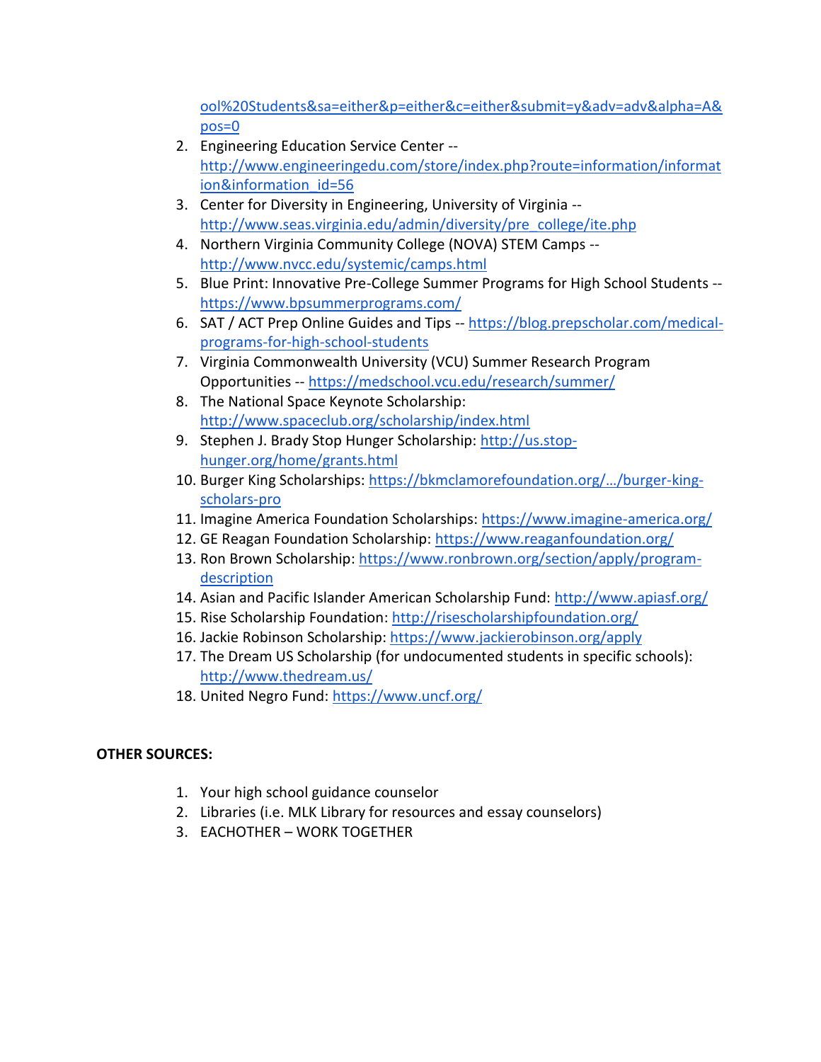ool%20Students&sa=either&p=either&c=either&submit=y&adv=adv&alpha=A&pos=0

2. Engineering Education Service Center -- http://www.engineeringedu.com/store/index.php?route=information/information&information_id=56
3. Center for Diversity in Engineering, University of Virginia -- http://www.seas.virginia.edu/admin/diversity/pre_college/ite.php
4. Northern Virginia Community College (NOVA) STEM Camps -- http://www.nvcc.edu/systemic/camps.html
5. Blue Print: Innovative Pre-College Summer Programs for High School Students -- https://www.bpsummerprograms.com/
6. SAT / ACT Prep Online Guides and Tips -- https://blog.prepscholar.com/medical-programs-for-high-school-students
7. Virginia Commonwealth University (VCU) Summer Research Program Opportunities -- https://medschool.vcu.edu/research/summer/
8. The National Space Keynote Scholarship: http://www.spaceclub.org/scholarship/index.html
9. Stephen J. Brady Stop Hunger Scholarship: http://us.stop-hunger.org/home/grants.html
10. Burger King Scholarships: https://bkmclamorefoundation.org/…/burger-king-scholars-pro
11. Imagine America Foundation Scholarships: https://www.imagine-america.org/
12. GE Reagan Foundation Scholarship: https://www.reaganfoundation.org/
13. Ron Brown Scholarship: https://www.ronbrown.org/section/apply/program-description
14. Asian and Pacific Islander American Scholarship Fund: http://www.apiasf.org/
15. Rise Scholarship Foundation: http://risescholarshipfoundation.org/
16. Jackie Robinson Scholarship: https://www.jackierobinson.org/apply
17. The Dream US Scholarship (for undocumented students in specific schools): http://www.thedream.us/
18. United Negro Fund: https://www.uncf.org/

**OTHER SOURCES:**

1. Your high school guidance counselor
2. Libraries (i.e. MLK Library for resources and essay counselors)
3. EACHOTHER – WORK TOGETHER